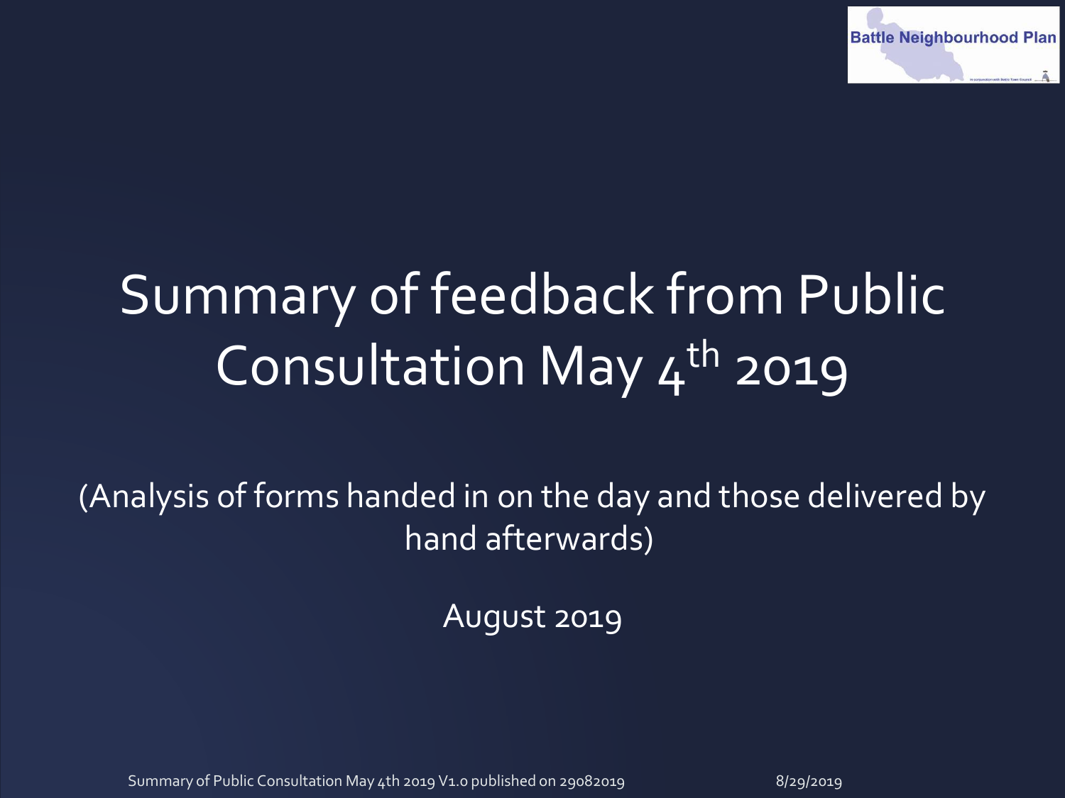# Summary of feedback from Public Consultation May 4th 2019

(Analysis of forms handed in on the day and those delivered by hand afterwards)

August 2019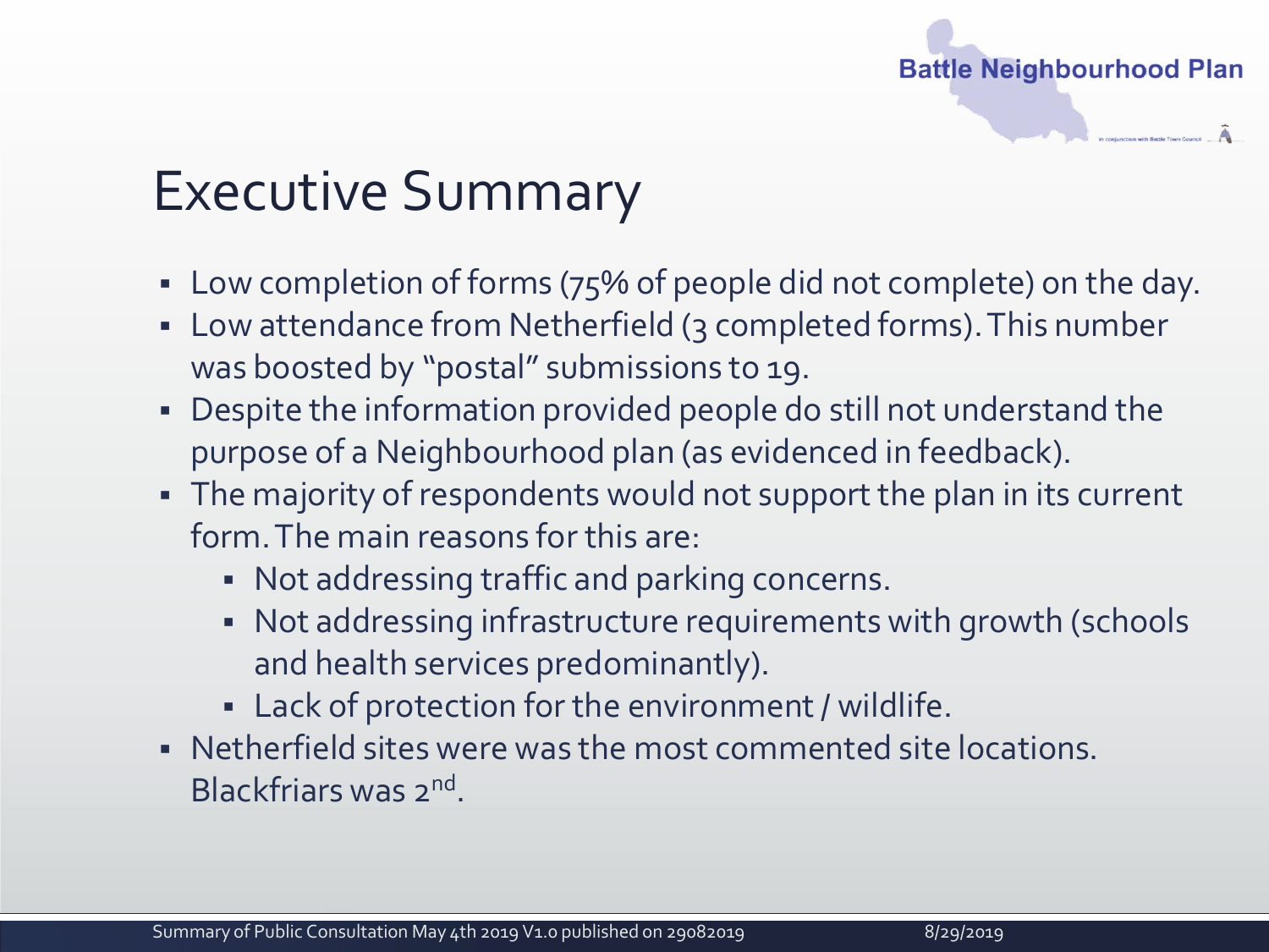# Executive Summary

- Low completion of forms (75% of people did not complete) on the day.
- Low attendance from Netherfield (3 completed forms). This number was boosted by "postal" submissions to 19.
- Despite the information provided people do still not understand the purpose of a Neighbourhood plan (as evidenced in feedback).
- The majority of respondents would not support the plan in its current form. The main reasons for this are:
  - Not addressing traffic and parking concerns.
  - Not addressing infrastructure requirements with growth (schools and health services predominantly).
  - Lack of protection for the environment / wildlife.
- Netherfield sites were was the most commented site locations. Blackfriars was 2nd.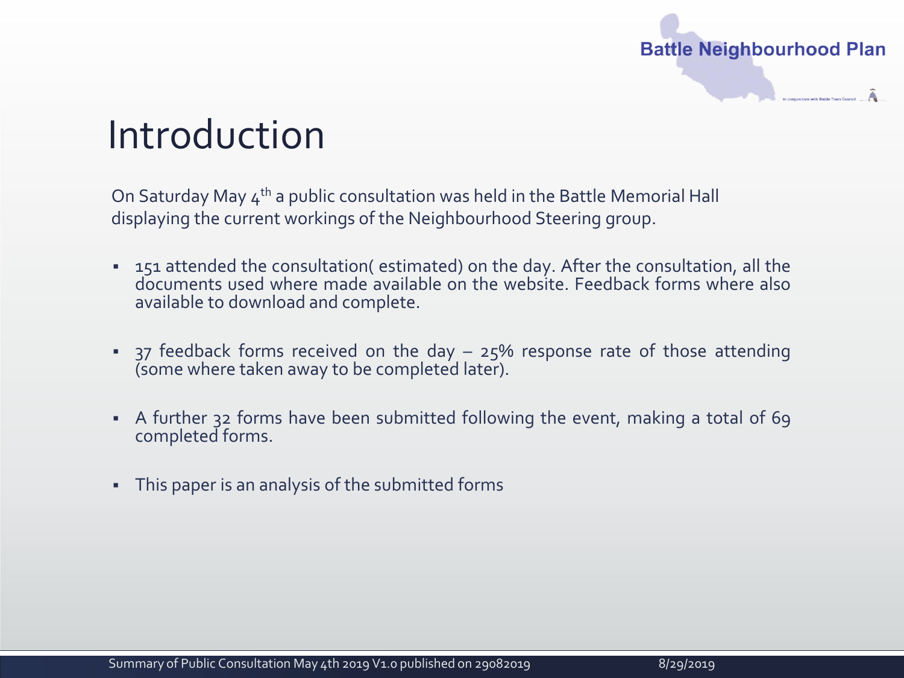# Introduction

On Saturday May 4th a public consultation was held in the Battle Memorial Hall displaying the current workings of the Neighbourhood Steering group.

- 151 attended the consultation( estimated) on the day. After the consultation, all the documents used where made available on the website. Feedback forms where also available to download and complete.
- 37 feedback forms received on the day – 25% response rate of those attending (some where taken away to be completed later).
- A further 32 forms have been submitted following the event, making a total of 69 completed forms.
- This paper is an analysis of the submitted forms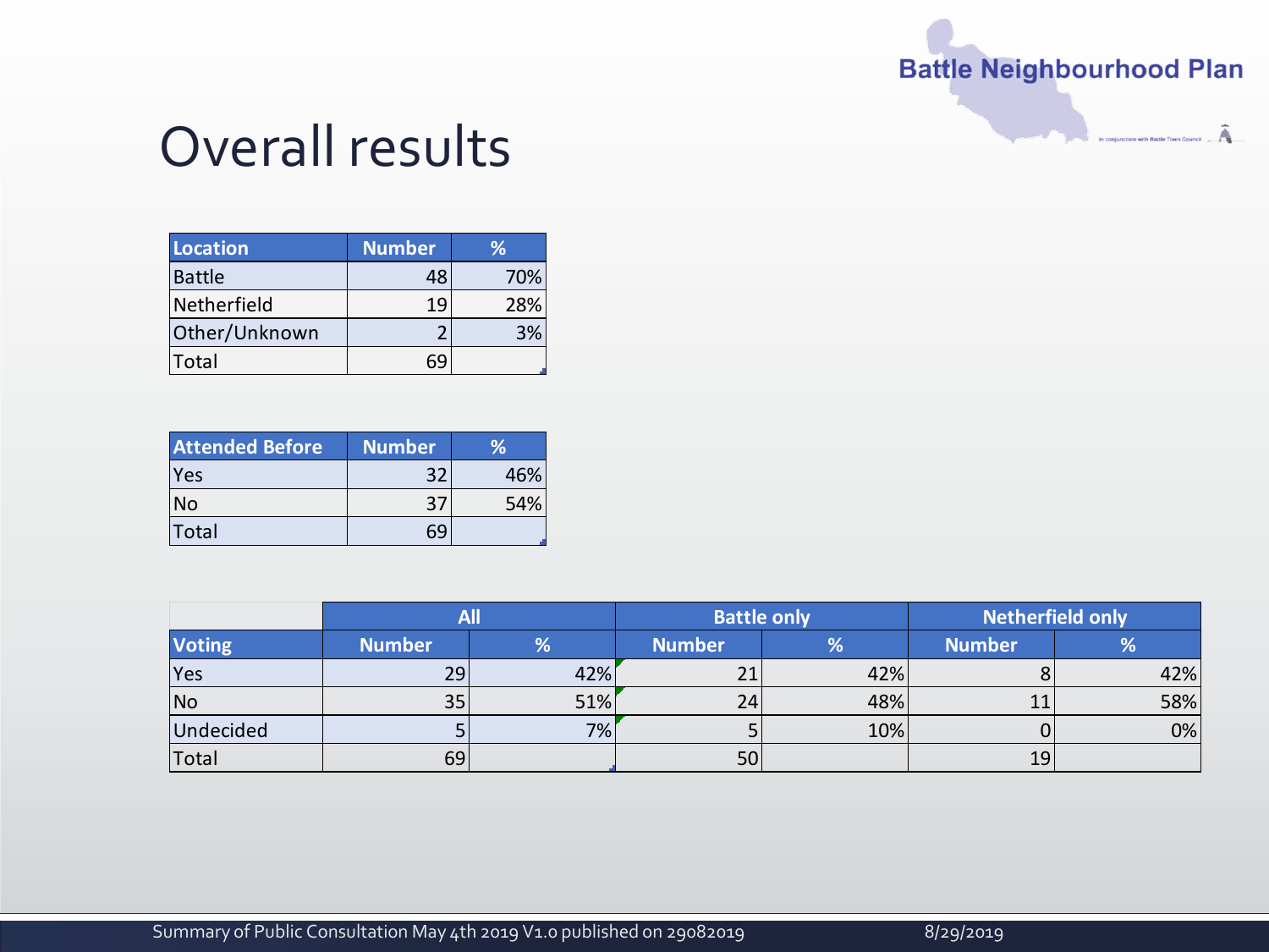# Overall results

| Location | Number | % |
|---|---|---|
| Battle | 48 | 70% |
| Netherfield | 19 | 28% |
| Other/Unknown | 2 | 3% |
| Total | 69 | |

| Attended Before | Number | % |
|---|---|---|
| Yes | 32 | 46% |
| No | 37 | 54% |
| Total | 69 | |

| | All | | Battle only | | Netherfield only | |
|---|---|---|---|---|---|---|
| Voting | Number | % | Number | % | Number | % |
| Yes | 29 | 42% | 21 | 42% | 8 | 42% |
| No | 35 | 51% | 24 | 48% | 11 | 58% |
| Undecided | 5 | 7% | 5 | 10% | 0 | 0% |
| Total | 69 | | 50 | | 19 | |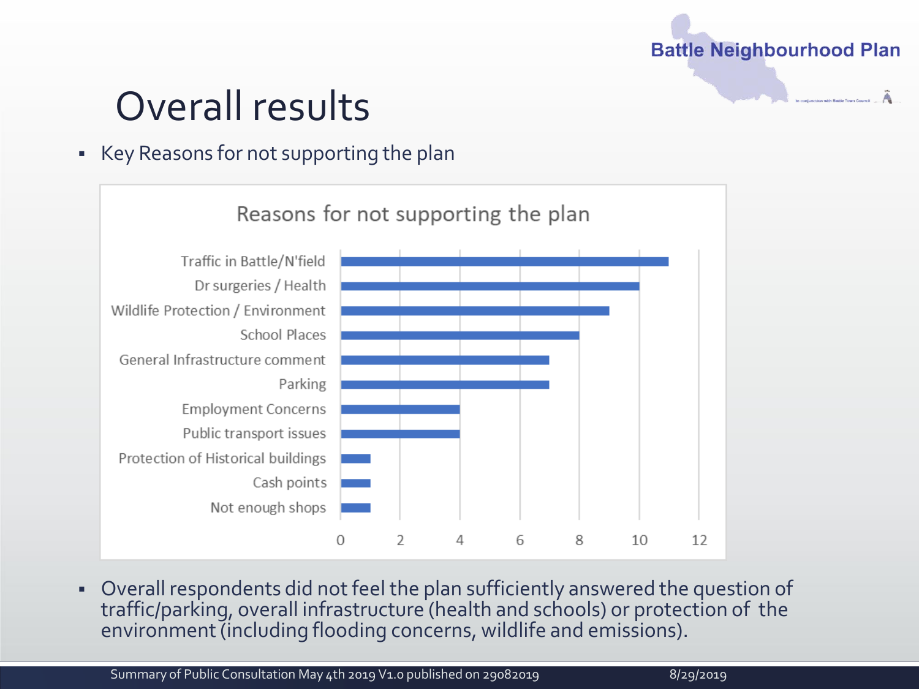# Overall results

- Key Reasons for not supporting the plan

**Reasons for not supporting the plan**

| Reason | Count |
|---|---|
| Traffic in Battle/N'field | 11 |
| Dr surgeries / Health | 10 |
| Wildlife Protection / Environment | 9 |
| School Places | 8 |
| General Infrastructure comment | 7 |
| Parking | 7 |
| Employment Concerns | 4 |
| Public transport issues | 4 |
| Protection of Historical buildings | 1 |
| Cash points | 1 |
| Not enough shops | 1 |

- Overall respondents did not feel the plan sufficiently answered the question of traffic/parking, overall infrastructure (health and schools) or protection of the environment (including flooding concerns, wildlife and emissions).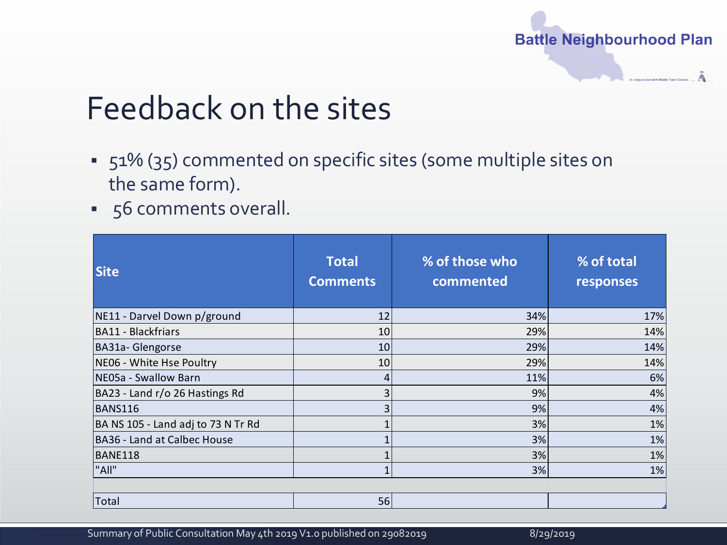# Feedback on the sites

- 51% (35) commented on specific sites (some multiple sites on the same form).
- 56 comments overall.

| Site | Total Comments | % of those who commented | % of total responses |
| --- | --- | --- | --- |
| NE11 - Darvel Down p/ground | 12 | 34% | 17% |
| BA11 - Blackfriars | 10 | 29% | 14% |
| BA31a- Glengorse | 10 | 29% | 14% |
| NE06 - White Hse Poultry | 10 | 29% | 14% |
| NE05a - Swallow Barn | 4 | 11% | 6% |
| BA23 - Land r/o 26 Hastings Rd | 3 | 9% | 4% |
| BANS116 | 3 | 9% | 4% |
| BA NS 105 - Land adj to 73 N Tr Rd | 1 | 3% | 1% |
| BA36 - Land at Calbec House | 1 | 3% | 1% |
| BANE118 | 1 | 3% | 1% |
| "All" | 1 | 3% | 1% |
| | | | |
| Total | 56 | | |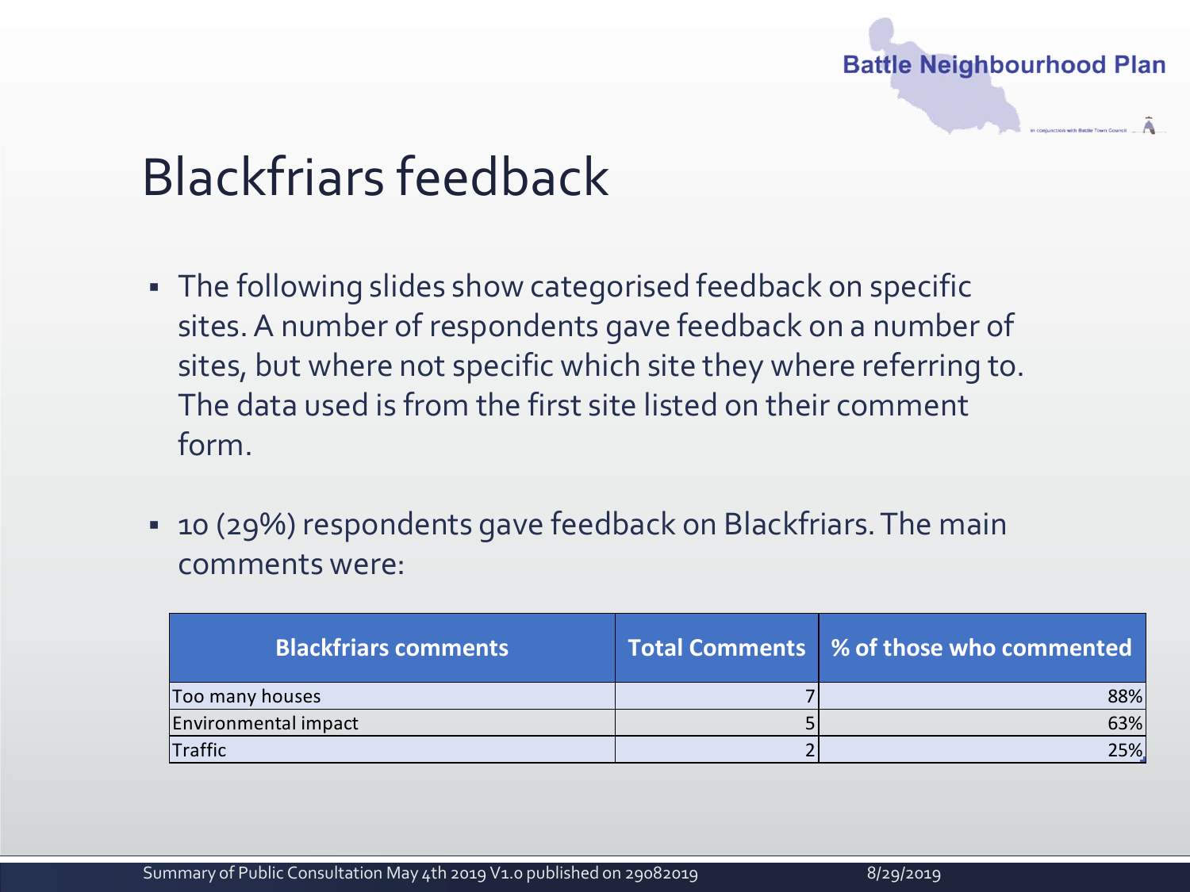# Blackfriars feedback

- The following slides show categorised feedback on specific sites. A number of respondents gave feedback on a number of sites, but where not specific which site they where referring to. The data used is from the first site listed on their comment form.
- 10 (29%) respondents gave feedback on Blackfriars. The main comments were:

| Blackfriars comments | Total Comments | % of those who commented |
|---|---|---|
| Too many houses | 7 | 88% |
| Environmental impact | 5 | 63% |
| Traffic | 2 | 25% |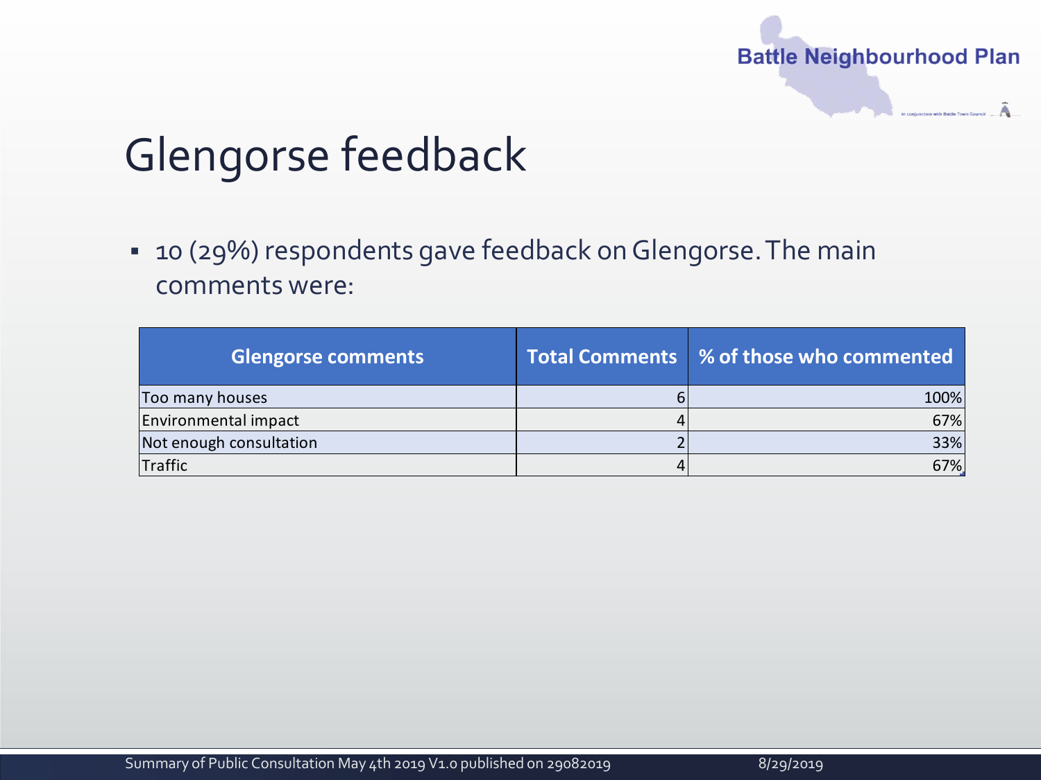# Glengorse feedback

- 10 (29%) respondents gave feedback on Glengorse. The main comments were:

| Glengorse comments | Total Comments | % of those who commented |
|---|---|---|
| Too many houses | 6 | 100% |
| Environmental impact | 4 | 67% |
| Not enough consultation | 2 | 33% |
| Traffic | 4 | 67% |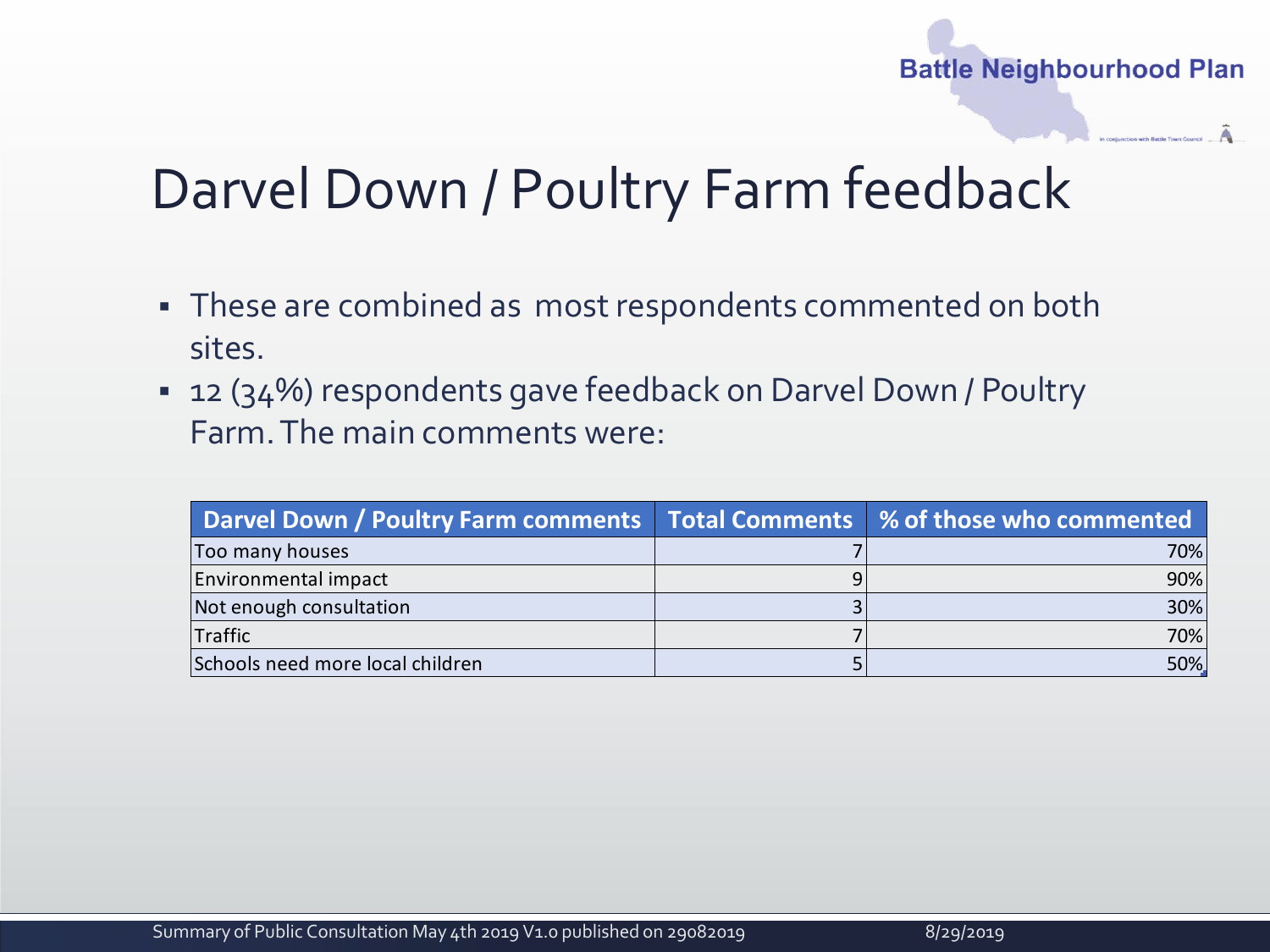# Darvel Down / Poultry Farm feedback

- These are combined as most respondents commented on both sites.
- 12 (34%) respondents gave feedback on Darvel Down / Poultry Farm. The main comments were:

| Darvel Down / Poultry Farm comments | Total Comments | % of those who commented |
|---|---|---|
| Too many houses | 7 | 70% |
| Environmental impact | 9 | 90% |
| Not enough consultation | 3 | 30% |
| Traffic | 7 | 70% |
| Schools need more local children | 5 | 50% |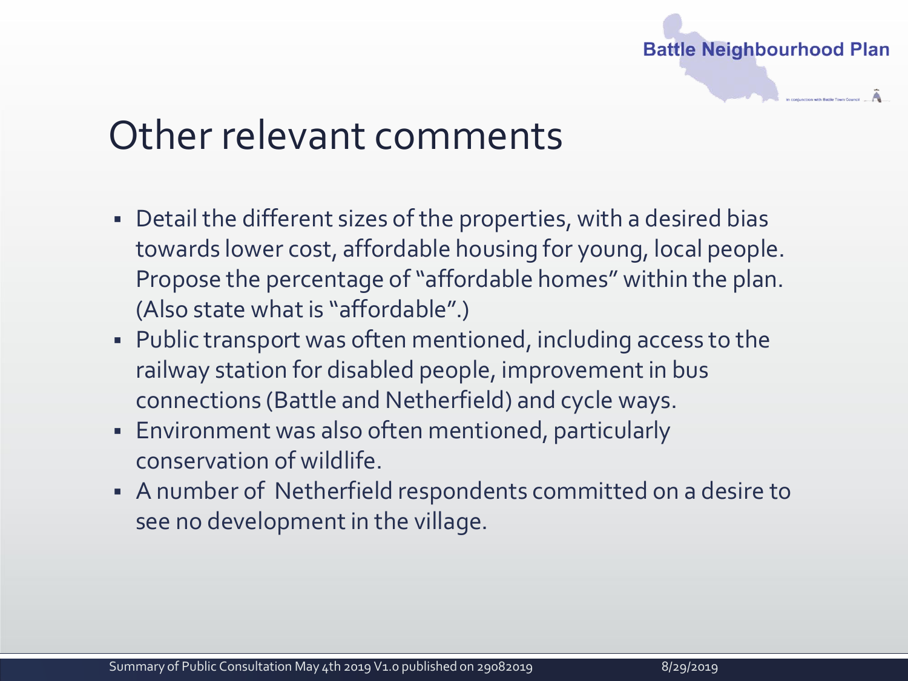# Other relevant comments

- Detail the different sizes of the properties, with a desired bias towards lower cost, affordable housing for young, local people. Propose the percentage of "affordable homes" within the plan. (Also state what is "affordable".)
- Public transport was often mentioned, including access to the railway station for disabled people, improvement in bus connections (Battle and Netherfield) and cycle ways.
- Environment was also often mentioned, particularly conservation of wildlife.
- A number of Netherfield respondents committed on a desire to see no development in the village.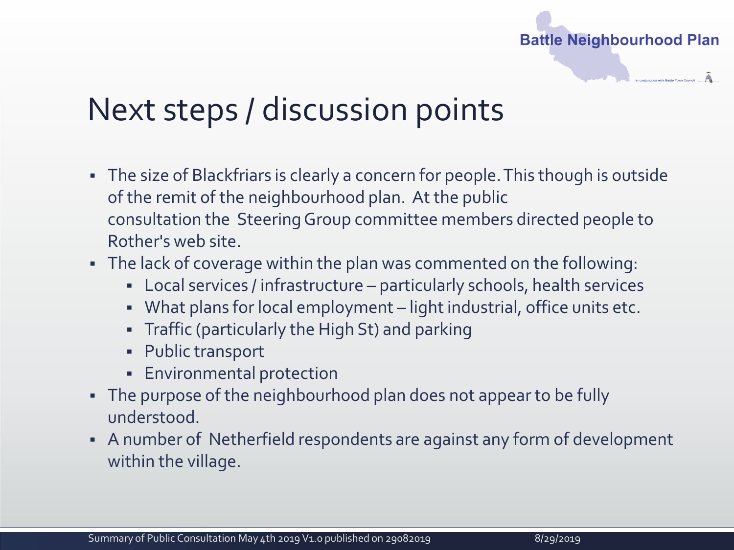# Next steps / discussion points

- The size of Blackfriars is clearly a concern for people. This though is outside of the remit of the neighbourhood plan. At the public consultation the Steering Group committee members directed people to Rother's web site.
- The lack of coverage within the plan was commented on the following:
  - Local services / infrastructure – particularly schools, health services
  - What plans for local employment – light industrial, office units etc.
  - Traffic (particularly the High St) and parking
  - Public transport
  - Environmental protection
- The purpose of the neighbourhood plan does not appear to be fully understood.
- A number of Netherfield respondents are against any form of development within the village.